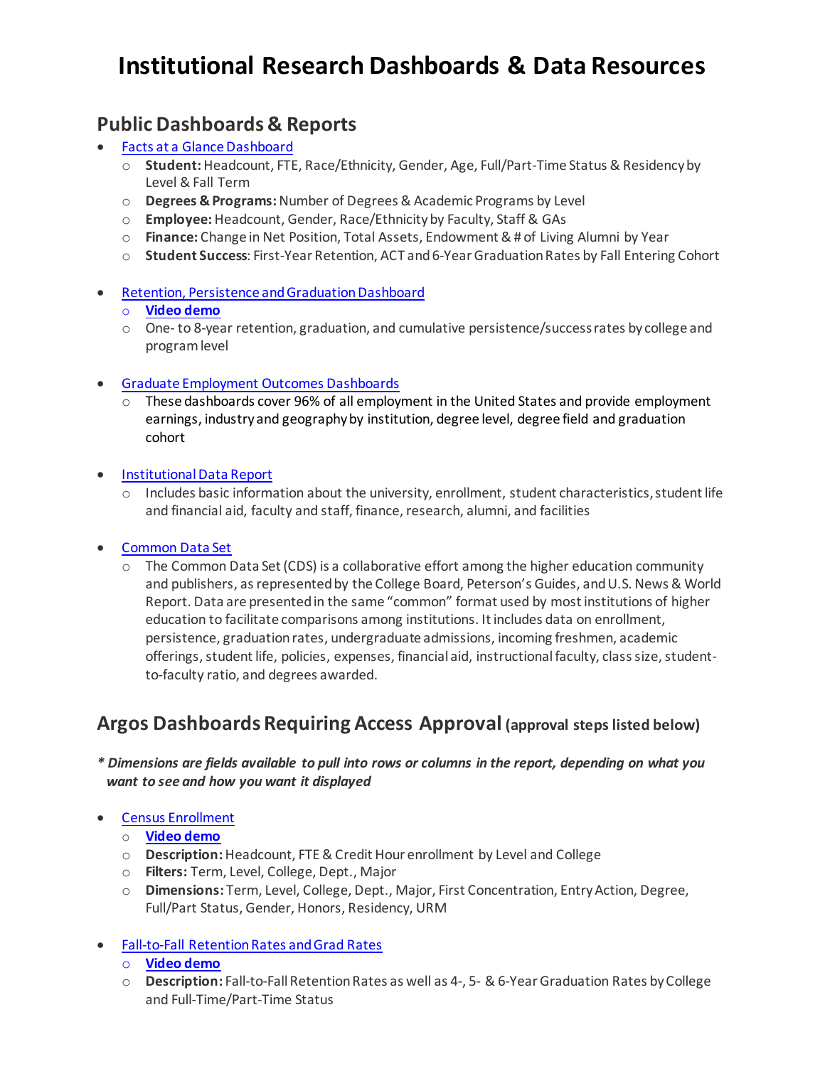# Institutional Research Dashboards & Data Resources

## Public Dashboards & Reports

- Facts at a Glance Dashboard
  - **Student:** Headcount, FTE, Race/Ethnicity, Gender, Age, Full/Part-Time Status & Residency by Level & Fall Term
  - **Degrees & Programs:** Number of Degrees & Academic Programs by Level
  - **Employee:** Headcount, Gender, Race/Ethnicity by Faculty, Staff & GAs
  - **Finance:** Change in Net Position, Total Assets, Endowment & # of Living Alumni by Year
  - **Student Success**: First-Year Retention, ACT and 6-Year Graduation Rates by Fall Entering Cohort

- Retention, Persistence and Graduation Dashboard
  - **Video demo**
  - One- to 8-year retention, graduation, and cumulative persistence/success rates by college and program level

- Graduate Employment Outcomes Dashboards
  - These dashboards cover 96% of all employment in the United States and provide employment earnings, industry and geography by institution, degree level, degree field and graduation cohort

- Institutional Data Report
  - Includes basic information about the university, enrollment, student characteristics, student life and financial aid, faculty and staff, finance, research, alumni, and facilities

- Common Data Set
  - The Common Data Set (CDS) is a collaborative effort among the higher education community and publishers, as represented by the College Board, Peterson's Guides, and U.S. News & World Report. Data are presented in the same "common" format used by most institutions of higher education to facilitate comparisons among institutions. It includes data on enrollment, persistence, graduation rates, undergraduate admissions, incoming freshmen, academic offerings, student life, policies, expenses, financial aid, instructional faculty, class size, student-to-faculty ratio, and degrees awarded.

## Argos Dashboards Requiring Access Approval (approval steps listed below)

***\* Dimensions are fields available to pull into rows or columns in the report, depending on what you want to see and how you want it displayed***

- Census Enrollment
  - **Video demo**
  - **Description:** Headcount, FTE & Credit Hour enrollment by Level and College
  - **Filters:** Term, Level, College, Dept., Major
  - **Dimensions:** Term, Level, College, Dept., Major, First Concentration, Entry Action, Degree, Full/Part Status, Gender, Honors, Residency, URM

- Fall-to-Fall Retention Rates and Grad Rates
  - **Video demo**
  - **Description:** Fall-to-Fall Retention Rates as well as 4-, 5- & 6-Year Graduation Rates by College and Full-Time/Part-Time Status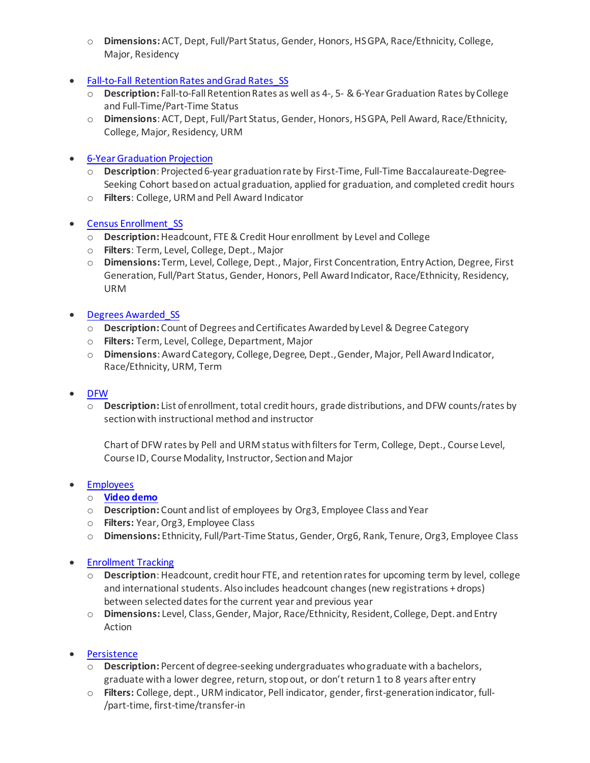- **Dimensions:** ACT, Dept, Full/Part Status, Gender, Honors, HS GPA, Race/Ethnicity, College, Major, Residency

- Fall-to-Fall Retention Rates and Grad Rates_SS
    - **Description:** Fall-to-Fall Retention Rates as well as 4-, 5- & 6-Year Graduation Rates by College and Full-Time/Part-Time Status
    - **Dimensions**: ACT, Dept, Full/Part Status, Gender, Honors, HS GPA, Pell Award, Race/Ethnicity, College, Major, Residency, URM

- 6-Year Graduation Projection
    - **Description**: Projected 6-year graduation rate by First-Time, Full-Time Baccalaureate-Degree-Seeking Cohort based on actual graduation, applied for graduation, and completed credit hours
    - **Filters**: College, URM and Pell Award Indicator

- Census Enrollment_SS
    - **Description:** Headcount, FTE & Credit Hour enrollment by Level and College
    - **Filters**: Term, Level, College, Dept., Major
    - **Dimensions:** Term, Level, College, Dept., Major, First Concentration, Entry Action, Degree, First Generation, Full/Part Status, Gender, Honors, Pell Award Indicator, Race/Ethnicity, Residency, URM

- Degrees Awarded_SS
    - **Description:** Count of Degrees and Certificates Awarded by Level & Degree Category
    - **Filters:** Term, Level, College, Department, Major
    - **Dimensions**: Award Category, College, Degree, Dept., Gender, Major, Pell Award Indicator, Race/Ethnicity, URM, Term

- DFW
    - **Description:** List of enrollment, total credit hours, grade distributions, and DFW counts/rates by section with instructional method and instructor

      Chart of DFW rates by Pell and URM status with filters for Term, College, Dept., Course Level, Course ID, Course Modality, Instructor, Section and Major

- Employees
    - **Video demo**
    - **Description:** Count and list of employees by Org3, Employee Class and Year
    - **Filters:** Year, Org3, Employee Class
    - **Dimensions:** Ethnicity, Full/Part-Time Status, Gender, Org6, Rank, Tenure, Org3, Employee Class

- Enrollment Tracking
    - **Description**: Headcount, credit hour FTE, and retention rates for upcoming term by level, college and international students. Also includes headcount changes (new registrations + drops) between selected dates for the current year and previous year
    - **Dimensions:** Level, Class, Gender, Major, Race/Ethnicity, Resident, College, Dept. and Entry Action

- Persistence
    - **Description:** Percent of degree-seeking undergraduates who graduate with a bachelors, graduate with a lower degree, return, stop out, or don't return 1 to 8 years after entry
    - **Filters:** College, dept., URM indicator, Pell indicator, gender, first-generation indicator, full-/part-time, first-time/transfer-in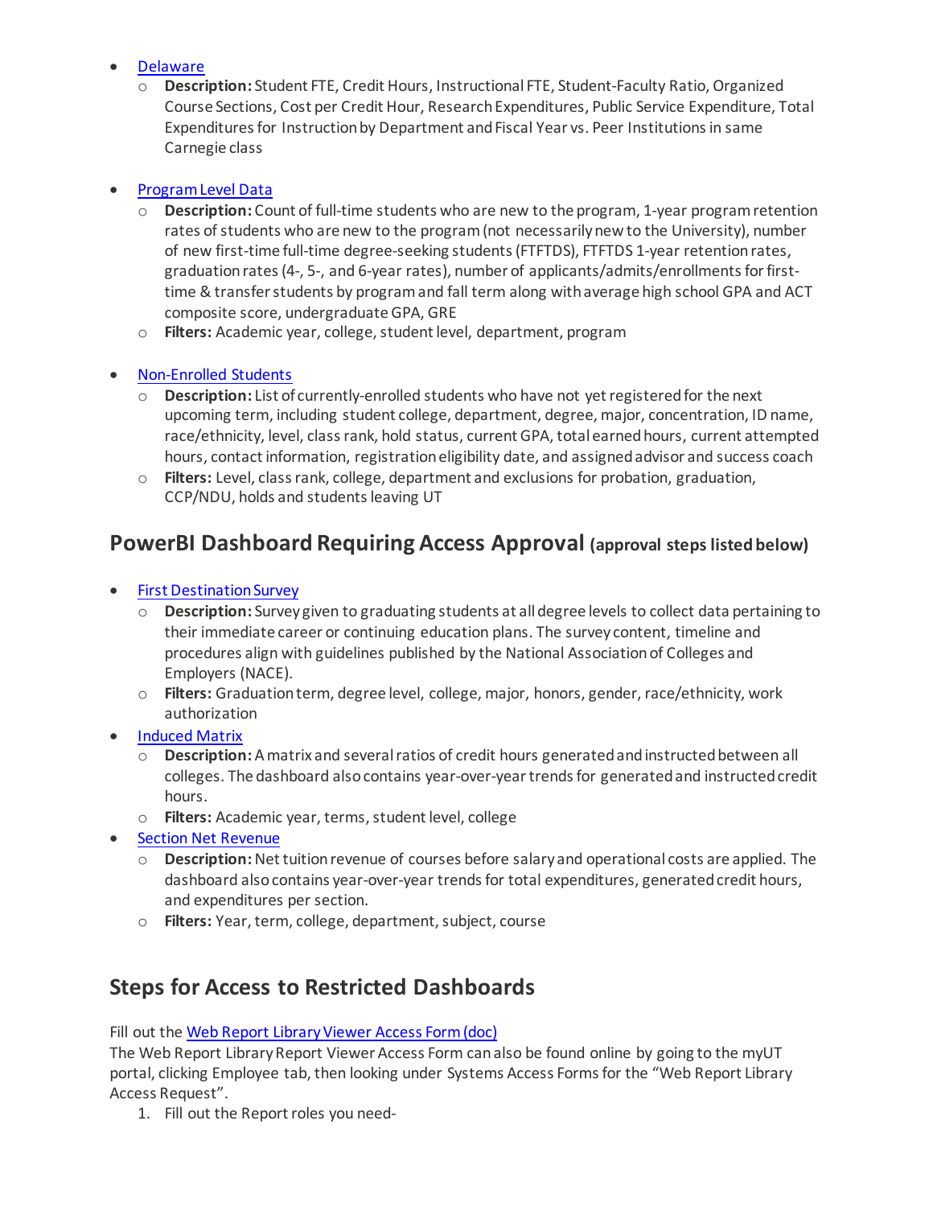- Delaware
    - **Description:** Student FTE, Credit Hours, Instructional FTE, Student-Faculty Ratio, Organized Course Sections, Cost per Credit Hour, Research Expenditures, Public Service Expenditure, Total Expenditures for Instruction by Department and Fiscal Year vs. Peer Institutions in same Carnegie class

- Program Level Data
    - **Description:** Count of full-time students who are new to the program, 1-year program retention rates of students who are new to the program (not necessarily new to the University), number of new first-time full-time degree-seeking students (FTFTDS), FTFTDS 1-year retention rates, graduation rates (4-, 5-, and 6-year rates), number of applicants/admits/enrollments for first-time & transfer students by program and fall term along with average high school GPA and ACT composite score, undergraduate GPA, GRE
    - **Filters:** Academic year, college, student level, department, program

- Non-Enrolled Students
    - **Description:** List of currently-enrolled students who have not yet registered for the next upcoming term, including student college, department, degree, major, concentration, ID name, race/ethnicity, level, class rank, hold status, current GPA, total earned hours, current attempted hours, contact information, registration eligibility date, and assigned advisor and success coach
    - **Filters:** Level, class rank, college, department and exclusions for probation, graduation, CCP/NDU, holds and students leaving UT

## PowerBI Dashboard Requiring Access Approval (approval steps listed below)

- First Destination Survey
    - **Description:** Survey given to graduating students at all degree levels to collect data pertaining to their immediate career or continuing education plans. The survey content, timeline and procedures align with guidelines published by the National Association of Colleges and Employers (NACE).
    - **Filters:** Graduation term, degree level, college, major, honors, gender, race/ethnicity, work authorization
- Induced Matrix
    - **Description:** A matrix and several ratios of credit hours generated and instructed between all colleges. The dashboard also contains year-over-year trends for generated and instructed credit hours.
    - **Filters:** Academic year, terms, student level, college
- Section Net Revenue
    - **Description:** Net tuition revenue of courses before salary and operational costs are applied. The dashboard also contains year-over-year trends for total expenditures, generated credit hours, and expenditures per section.
    - **Filters:** Year, term, college, department, subject, course

## Steps for Access to Restricted Dashboards

Fill out the Web Report Library Viewer Access Form (doc)
The Web Report Library Report Viewer Access Form can also be found online by going to the myUT portal, clicking Employee tab, then looking under Systems Access Forms for the "Web Report Library Access Request".

1. Fill out the Report roles you need-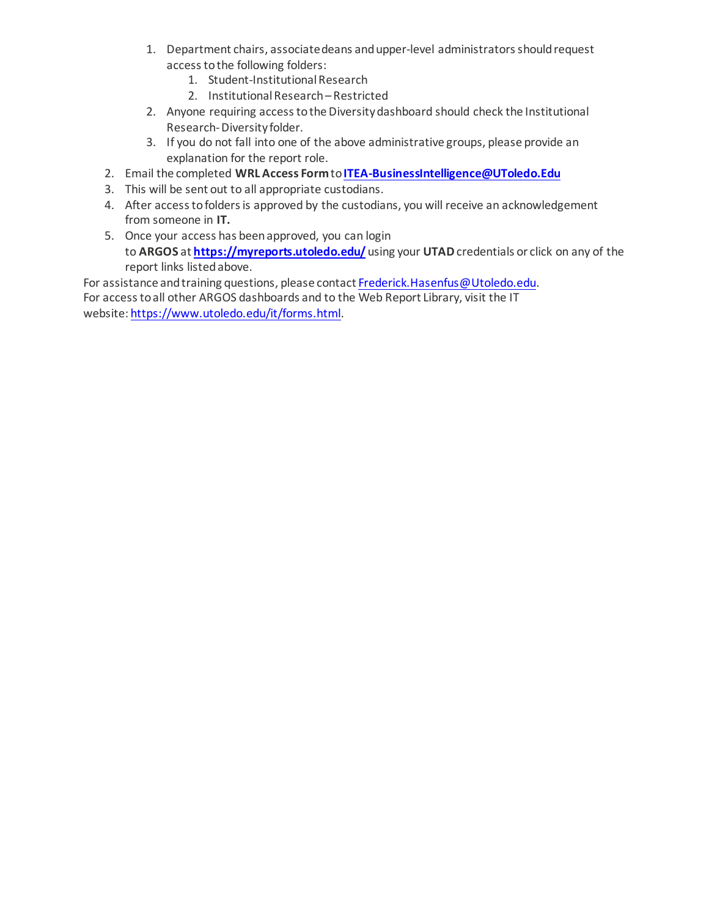1. Department chairs, associate deans and upper-level administrators should request access to the following folders:
      1. Student-Institutional Research
      2. Institutional Research – Restricted
   2. Anyone requiring access to the Diversity dashboard should check the Institutional Research- Diversity folder.
   3. If you do not fall into one of the above administrative groups, please provide an explanation for the report role.
2. Email the completed **WRL Access Form** to **ITEA-BusinessIntelligence@UToledo.Edu**
3. This will be sent out to all appropriate custodians.
4. After access to folders is approved by the custodians, you will receive an acknowledgement from someone in **IT.**
5. Once your access has been approved, you can login to **ARGOS** at **https://myreports.utoledo.edu/** using your **UTAD** credentials or click on any of the report links listed above.

For assistance and training questions, please contact Frederick.Hasenfus@Utoledo.edu.
For access to all other ARGOS dashboards and to the Web Report Library, visit the IT website: https://www.utoledo.edu/it/forms.html.